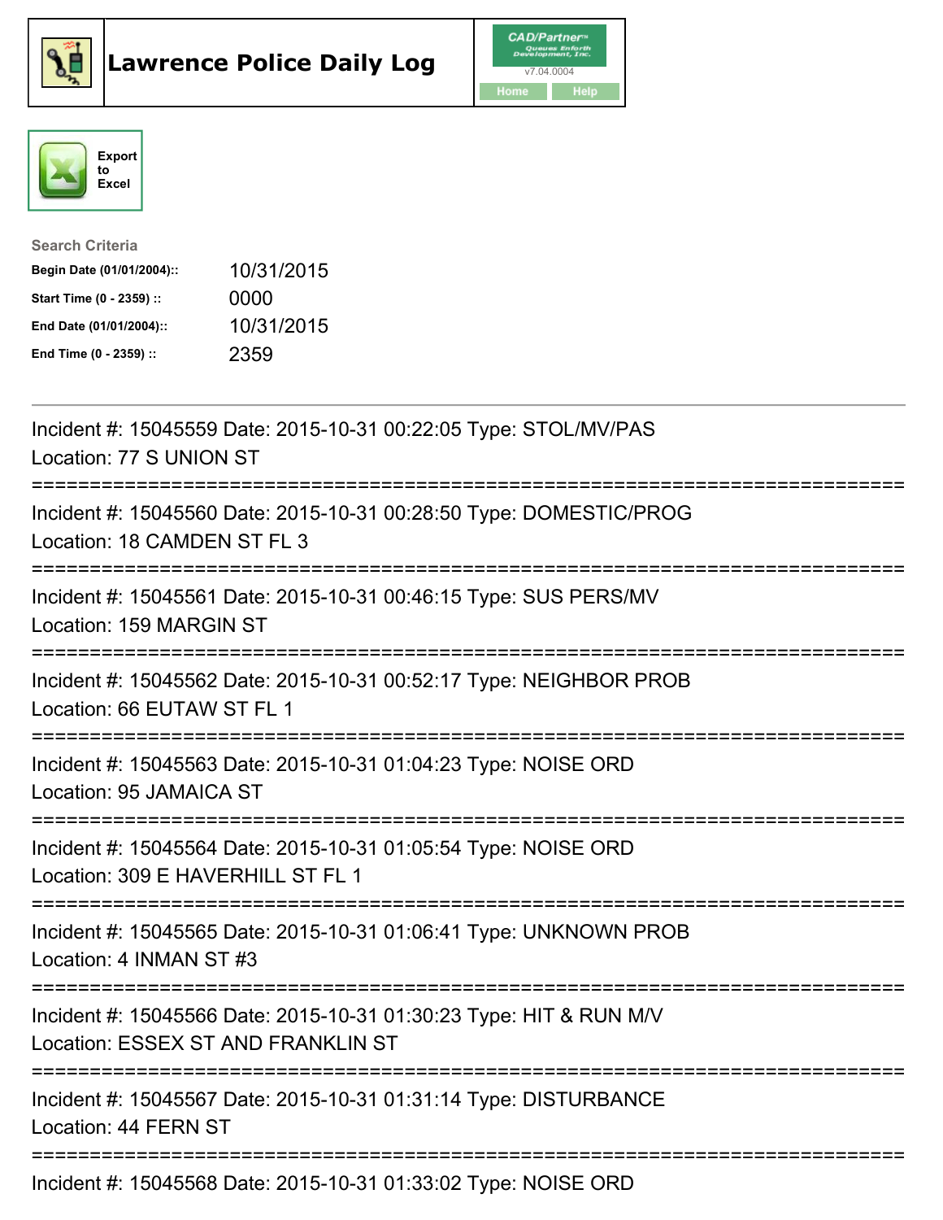# Lawrence Police Daily Log

CAD/Partner™
v7.04.0004
Home Help

Export to Excel

**Search Criteria**

| | |
|---|---|
| **Begin Date (01/01/2004)::** | 10/31/2015 |
| **Start Time (0 - 2359) ::** | 0000 |
| **End Date (01/01/2004)::** | 10/31/2015 |
| **End Time (0 - 2359) ::** | 2359 |

---

Incident #: 15045559 Date: 2015-10-31 00:22:05 Type: STOL/MV/PAS
Location: 77 S UNION ST

===========================================================================

Incident #: 15045560 Date: 2015-10-31 00:28:50 Type: DOMESTIC/PROG
Location: 18 CAMDEN ST FL 3

===========================================================================

Incident #: 15045561 Date: 2015-10-31 00:46:15 Type: SUS PERS/MV
Location: 159 MARGIN ST

===========================================================================

Incident #: 15045562 Date: 2015-10-31 00:52:17 Type: NEIGHBOR PROB
Location: 66 EUTAW ST FL 1

===========================================================================

Incident #: 15045563 Date: 2015-10-31 01:04:23 Type: NOISE ORD
Location: 95 JAMAICA ST

===========================================================================

Incident #: 15045564 Date: 2015-10-31 01:05:54 Type: NOISE ORD
Location: 309 E HAVERHILL ST FL 1

===========================================================================

Incident #: 15045565 Date: 2015-10-31 01:06:41 Type: UNKNOWN PROB
Location: 4 INMAN ST #3

===========================================================================

Incident #: 15045566 Date: 2015-10-31 01:30:23 Type: HIT & RUN M/V
Location: ESSEX ST AND FRANKLIN ST

===========================================================================

Incident #: 15045567 Date: 2015-10-31 01:31:14 Type: DISTURBANCE
Location: 44 FERN ST

===========================================================================

Incident #: 15045568 Date: 2015-10-31 01:33:02 Type: NOISE ORD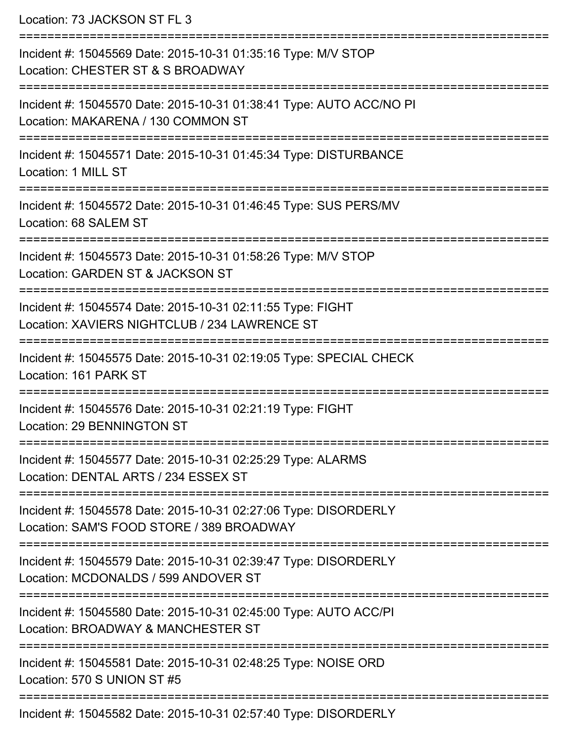Location: 73 JACKSON ST FL 3

===========================================================================

Incident #: 15045569 Date: 2015-10-31 01:35:16 Type: M/V STOP
Location: CHESTER ST & S BROADWAY

===========================================================================

Incident #: 15045570 Date: 2015-10-31 01:38:41 Type: AUTO ACC/NO PI
Location: MAKARENA / 130 COMMON ST

===========================================================================

Incident #: 15045571 Date: 2015-10-31 01:45:34 Type: DISTURBANCE
Location: 1 MILL ST

===========================================================================

Incident #: 15045572 Date: 2015-10-31 01:46:45 Type: SUS PERS/MV
Location: 68 SALEM ST

===========================================================================

Incident #: 15045573 Date: 2015-10-31 01:58:26 Type: M/V STOP
Location: GARDEN ST & JACKSON ST

===========================================================================

Incident #: 15045574 Date: 2015-10-31 02:11:55 Type: FIGHT
Location: XAVIERS NIGHTCLUB / 234 LAWRENCE ST

===========================================================================

Incident #: 15045575 Date: 2015-10-31 02:19:05 Type: SPECIAL CHECK
Location: 161 PARK ST

===========================================================================

Incident #: 15045576 Date: 2015-10-31 02:21:19 Type: FIGHT
Location: 29 BENNINGTON ST

===========================================================================

Incident #: 15045577 Date: 2015-10-31 02:25:29 Type: ALARMS
Location: DENTAL ARTS / 234 ESSEX ST

===========================================================================

Incident #: 15045578 Date: 2015-10-31 02:27:06 Type: DISORDERLY
Location: SAM'S FOOD STORE / 389 BROADWAY

===========================================================================

Incident #: 15045579 Date: 2015-10-31 02:39:47 Type: DISORDERLY
Location: MCDONALDS / 599 ANDOVER ST

===========================================================================

Incident #: 15045580 Date: 2015-10-31 02:45:00 Type: AUTO ACC/PI
Location: BROADWAY & MANCHESTER ST

===========================================================================

Incident #: 15045581 Date: 2015-10-31 02:48:25 Type: NOISE ORD
Location: 570 S UNION ST #5

===========================================================================

Incident #: 15045582 Date: 2015-10-31 02:57:40 Type: DISORDERLY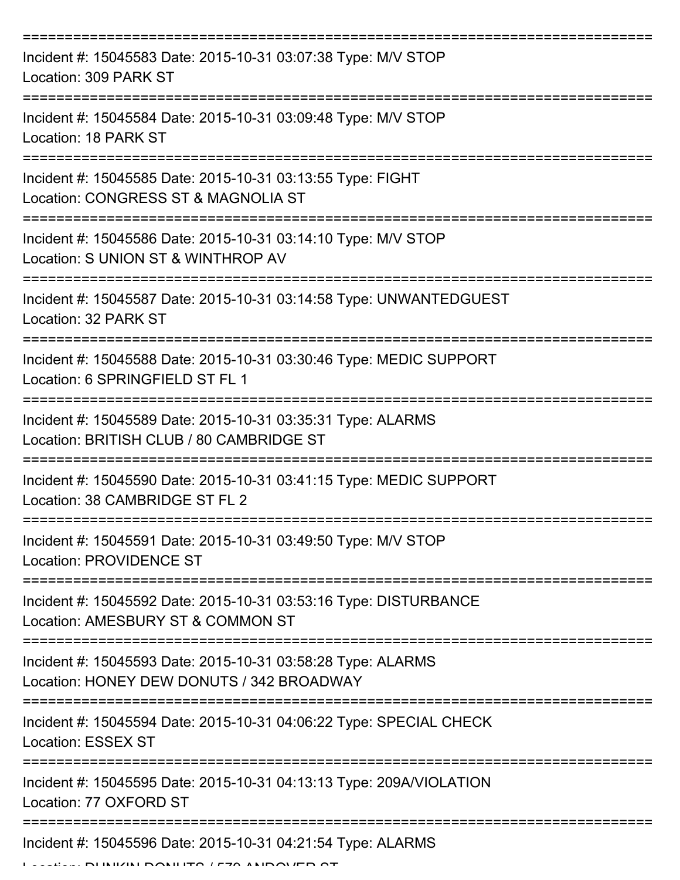Incident #: 15045583 Date: 2015-10-31 03:07:38 Type: M/V STOP
Location: 309 PARK ST

Incident #: 15045584 Date: 2015-10-31 03:09:48 Type: M/V STOP
Location: 18 PARK ST

Incident #: 15045585 Date: 2015-10-31 03:13:55 Type: FIGHT
Location: CONGRESS ST & MAGNOLIA ST

Incident #: 15045586 Date: 2015-10-31 03:14:10 Type: M/V STOP
Location: S UNION ST & WINTHROP AV

Incident #: 15045587 Date: 2015-10-31 03:14:58 Type: UNWANTEDGUEST
Location: 32 PARK ST

Incident #: 15045588 Date: 2015-10-31 03:30:46 Type: MEDIC SUPPORT
Location: 6 SPRINGFIELD ST FL 1

Incident #: 15045589 Date: 2015-10-31 03:35:31 Type: ALARMS
Location: BRITISH CLUB / 80 CAMBRIDGE ST

Incident #: 15045590 Date: 2015-10-31 03:41:15 Type: MEDIC SUPPORT
Location: 38 CAMBRIDGE ST FL 2

Incident #: 15045591 Date: 2015-10-31 03:49:50 Type: M/V STOP
Location: PROVIDENCE ST

Incident #: 15045592 Date: 2015-10-31 03:53:16 Type: DISTURBANCE
Location: AMESBURY ST & COMMON ST

Incident #: 15045593 Date: 2015-10-31 03:58:28 Type: ALARMS
Location: HONEY DEW DONUTS / 342 BROADWAY

Incident #: 15045594 Date: 2015-10-31 04:06:22 Type: SPECIAL CHECK
Location: ESSEX ST

Incident #: 15045595 Date: 2015-10-31 04:13:13 Type: 209A/VIOLATION
Location: 77 OXFORD ST

Incident #: 15045596 Date: 2015-10-31 04:21:54 Type: ALARMS
Location: DUNKIN DONUTS / 570 ANDOVER ST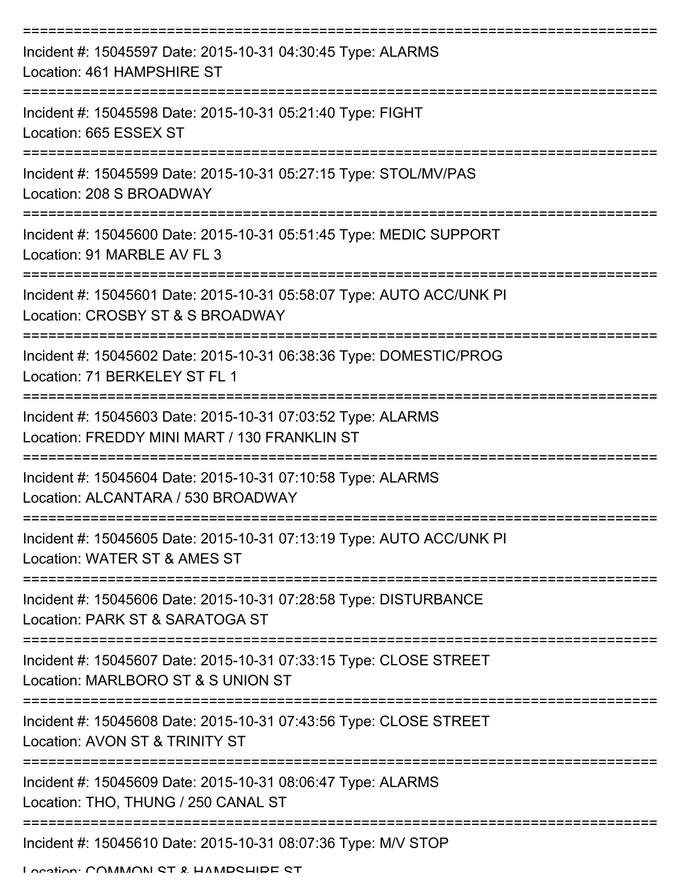Incident #: 15045597 Date: 2015-10-31 04:30:45 Type: ALARMS
Location: 461 HAMPSHIRE ST

Incident #: 15045598 Date: 2015-10-31 05:21:40 Type: FIGHT
Location: 665 ESSEX ST

Incident #: 15045599 Date: 2015-10-31 05:27:15 Type: STOL/MV/PAS
Location: 208 S BROADWAY

Incident #: 15045600 Date: 2015-10-31 05:51:45 Type: MEDIC SUPPORT
Location: 91 MARBLE AV FL 3

Incident #: 15045601 Date: 2015-10-31 05:58:07 Type: AUTO ACC/UNK PI
Location: CROSBY ST & S BROADWAY

Incident #: 15045602 Date: 2015-10-31 06:38:36 Type: DOMESTIC/PROG
Location: 71 BERKELEY ST FL 1

Incident #: 15045603 Date: 2015-10-31 07:03:52 Type: ALARMS
Location: FREDDY MINI MART / 130 FRANKLIN ST

Incident #: 15045604 Date: 2015-10-31 07:10:58 Type: ALARMS
Location: ALCANTARA / 530 BROADWAY

Incident #: 15045605 Date: 2015-10-31 07:13:19 Type: AUTO ACC/UNK PI
Location: WATER ST & AMES ST

Incident #: 15045606 Date: 2015-10-31 07:28:58 Type: DISTURBANCE
Location: PARK ST & SARATOGA ST

Incident #: 15045607 Date: 2015-10-31 07:33:15 Type: CLOSE STREET
Location: MARLBORO ST & S UNION ST

Incident #: 15045608 Date: 2015-10-31 07:43:56 Type: CLOSE STREET
Location: AVON ST & TRINITY ST

Incident #: 15045609 Date: 2015-10-31 08:06:47 Type: ALARMS
Location: THO, THUNG / 250 CANAL ST

Incident #: 15045610 Date: 2015-10-31 08:07:36 Type: M/V STOP
Location: COMMON ST & HAMPSHIRE ST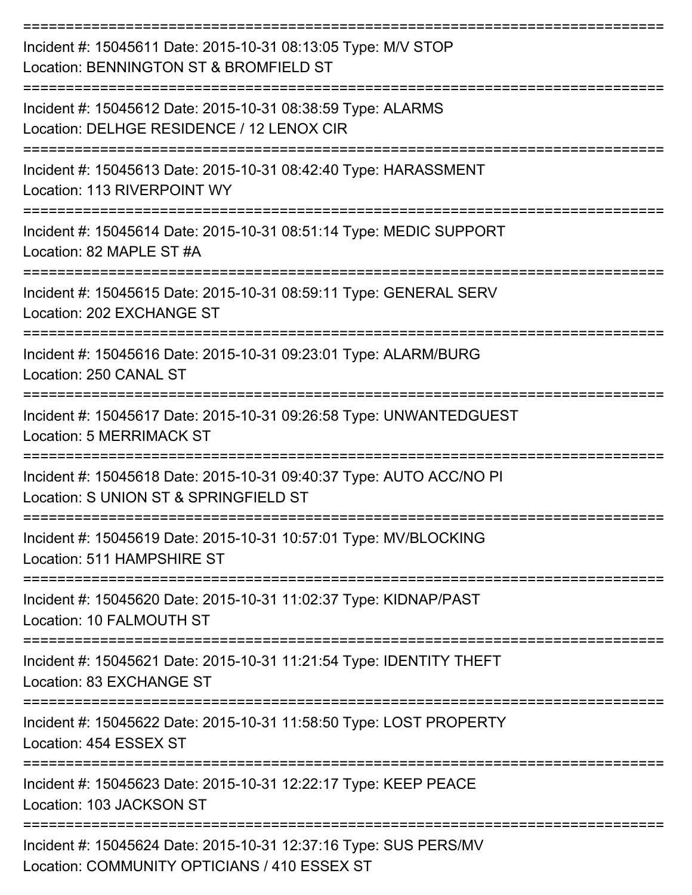===========================================================================

Incident #: 15045611 Date: 2015-10-31 08:13:05 Type: M/V STOP
Location: BENNINGTON ST & BROMFIELD ST

===========================================================================

Incident #: 15045612 Date: 2015-10-31 08:38:59 Type: ALARMS
Location: DELHGE RESIDENCE / 12 LENOX CIR

===========================================================================

Incident #: 15045613 Date: 2015-10-31 08:42:40 Type: HARASSMENT
Location: 113 RIVERPOINT WY

===========================================================================

Incident #: 15045614 Date: 2015-10-31 08:51:14 Type: MEDIC SUPPORT
Location: 82 MAPLE ST #A

===========================================================================

Incident #: 15045615 Date: 2015-10-31 08:59:11 Type: GENERAL SERV
Location: 202 EXCHANGE ST

===========================================================================

Incident #: 15045616 Date: 2015-10-31 09:23:01 Type: ALARM/BURG
Location: 250 CANAL ST

===========================================================================

Incident #: 15045617 Date: 2015-10-31 09:26:58 Type: UNWANTEDGUEST
Location: 5 MERRIMACK ST

===========================================================================

Incident #: 15045618 Date: 2015-10-31 09:40:37 Type: AUTO ACC/NO PI
Location: S UNION ST & SPRINGFIELD ST

===========================================================================

Incident #: 15045619 Date: 2015-10-31 10:57:01 Type: MV/BLOCKING
Location: 511 HAMPSHIRE ST

===========================================================================

Incident #: 15045620 Date: 2015-10-31 11:02:37 Type: KIDNAP/PAST
Location: 10 FALMOUTH ST

===========================================================================

Incident #: 15045621 Date: 2015-10-31 11:21:54 Type: IDENTITY THEFT
Location: 83 EXCHANGE ST

===========================================================================

Incident #: 15045622 Date: 2015-10-31 11:58:50 Type: LOST PROPERTY
Location: 454 ESSEX ST

===========================================================================

Incident #: 15045623 Date: 2015-10-31 12:22:17 Type: KEEP PEACE
Location: 103 JACKSON ST

===========================================================================

Incident #: 15045624 Date: 2015-10-31 12:37:16 Type: SUS PERS/MV
Location: COMMUNITY OPTICIANS / 410 ESSEX ST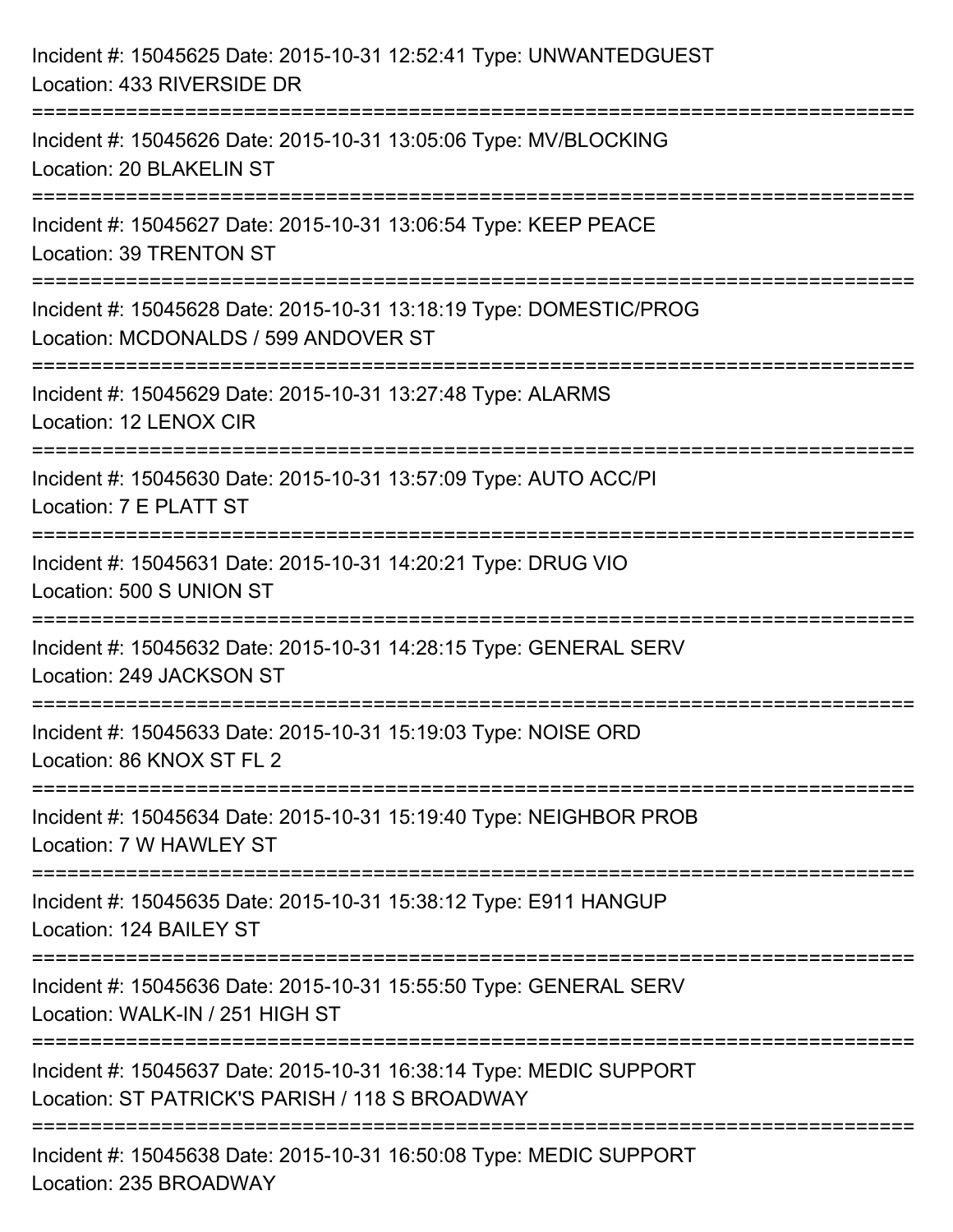Incident #: 15045625 Date: 2015-10-31 12:52:41 Type: UNWANTEDGUEST
Location: 433 RIVERSIDE DR

===========================================================================

Incident #: 15045626 Date: 2015-10-31 13:05:06 Type: MV/BLOCKING
Location: 20 BLAKELIN ST

===========================================================================

Incident #: 15045627 Date: 2015-10-31 13:06:54 Type: KEEP PEACE
Location: 39 TRENTON ST

===========================================================================

Incident #: 15045628 Date: 2015-10-31 13:18:19 Type: DOMESTIC/PROG
Location: MCDONALDS / 599 ANDOVER ST

===========================================================================

Incident #: 15045629 Date: 2015-10-31 13:27:48 Type: ALARMS
Location: 12 LENOX CIR

===========================================================================

Incident #: 15045630 Date: 2015-10-31 13:57:09 Type: AUTO ACC/PI
Location: 7 E PLATT ST

===========================================================================

Incident #: 15045631 Date: 2015-10-31 14:20:21 Type: DRUG VIO
Location: 500 S UNION ST

===========================================================================

Incident #: 15045632 Date: 2015-10-31 14:28:15 Type: GENERAL SERV
Location: 249 JACKSON ST

===========================================================================

Incident #: 15045633 Date: 2015-10-31 15:19:03 Type: NOISE ORD
Location: 86 KNOX ST FL 2

===========================================================================

Incident #: 15045634 Date: 2015-10-31 15:19:40 Type: NEIGHBOR PROB
Location: 7 W HAWLEY ST

===========================================================================

Incident #: 15045635 Date: 2015-10-31 15:38:12 Type: E911 HANGUP
Location: 124 BAILEY ST

===========================================================================

Incident #: 15045636 Date: 2015-10-31 15:55:50 Type: GENERAL SERV
Location: WALK-IN / 251 HIGH ST

===========================================================================

Incident #: 15045637 Date: 2015-10-31 16:38:14 Type: MEDIC SUPPORT
Location: ST PATRICK'S PARISH / 118 S BROADWAY

===========================================================================

Incident #: 15045638 Date: 2015-10-31 16:50:08 Type: MEDIC SUPPORT
Location: 235 BROADWAY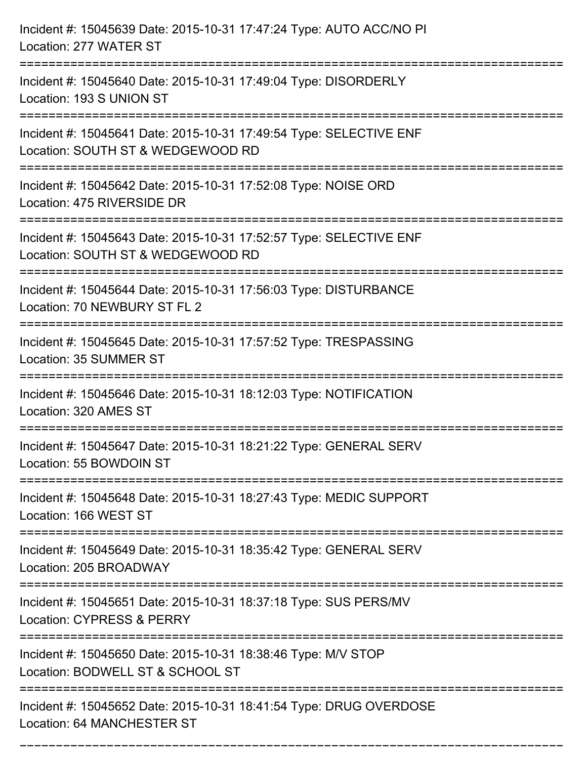Incident #: 15045639 Date: 2015-10-31 17:47:24 Type: AUTO ACC/NO PI
Location: 277 WATER ST

===========================================================================

Incident #: 15045640 Date: 2015-10-31 17:49:04 Type: DISORDERLY
Location: 193 S UNION ST

===========================================================================

Incident #: 15045641 Date: 2015-10-31 17:49:54 Type: SELECTIVE ENF
Location: SOUTH ST & WEDGEWOOD RD

===========================================================================

Incident #: 15045642 Date: 2015-10-31 17:52:08 Type: NOISE ORD
Location: 475 RIVERSIDE DR

===========================================================================

Incident #: 15045643 Date: 2015-10-31 17:52:57 Type: SELECTIVE ENF
Location: SOUTH ST & WEDGEWOOD RD

===========================================================================

Incident #: 15045644 Date: 2015-10-31 17:56:03 Type: DISTURBANCE
Location: 70 NEWBURY ST FL 2

===========================================================================

Incident #: 15045645 Date: 2015-10-31 17:57:52 Type: TRESPASSING
Location: 35 SUMMER ST

===========================================================================

Incident #: 15045646 Date: 2015-10-31 18:12:03 Type: NOTIFICATION
Location: 320 AMES ST

===========================================================================

Incident #: 15045647 Date: 2015-10-31 18:21:22 Type: GENERAL SERV
Location: 55 BOWDOIN ST

===========================================================================

Incident #: 15045648 Date: 2015-10-31 18:27:43 Type: MEDIC SUPPORT
Location: 166 WEST ST

===========================================================================

Incident #: 15045649 Date: 2015-10-31 18:35:42 Type: GENERAL SERV
Location: 205 BROADWAY

===========================================================================

Incident #: 15045651 Date: 2015-10-31 18:37:18 Type: SUS PERS/MV
Location: CYPRESS & PERRY

===========================================================================

Incident #: 15045650 Date: 2015-10-31 18:38:46 Type: M/V STOP
Location: BODWELL ST & SCHOOL ST

===========================================================================

Incident #: 15045652 Date: 2015-10-31 18:41:54 Type: DRUG OVERDOSE
Location: 64 MANCHESTER ST

===========================================================================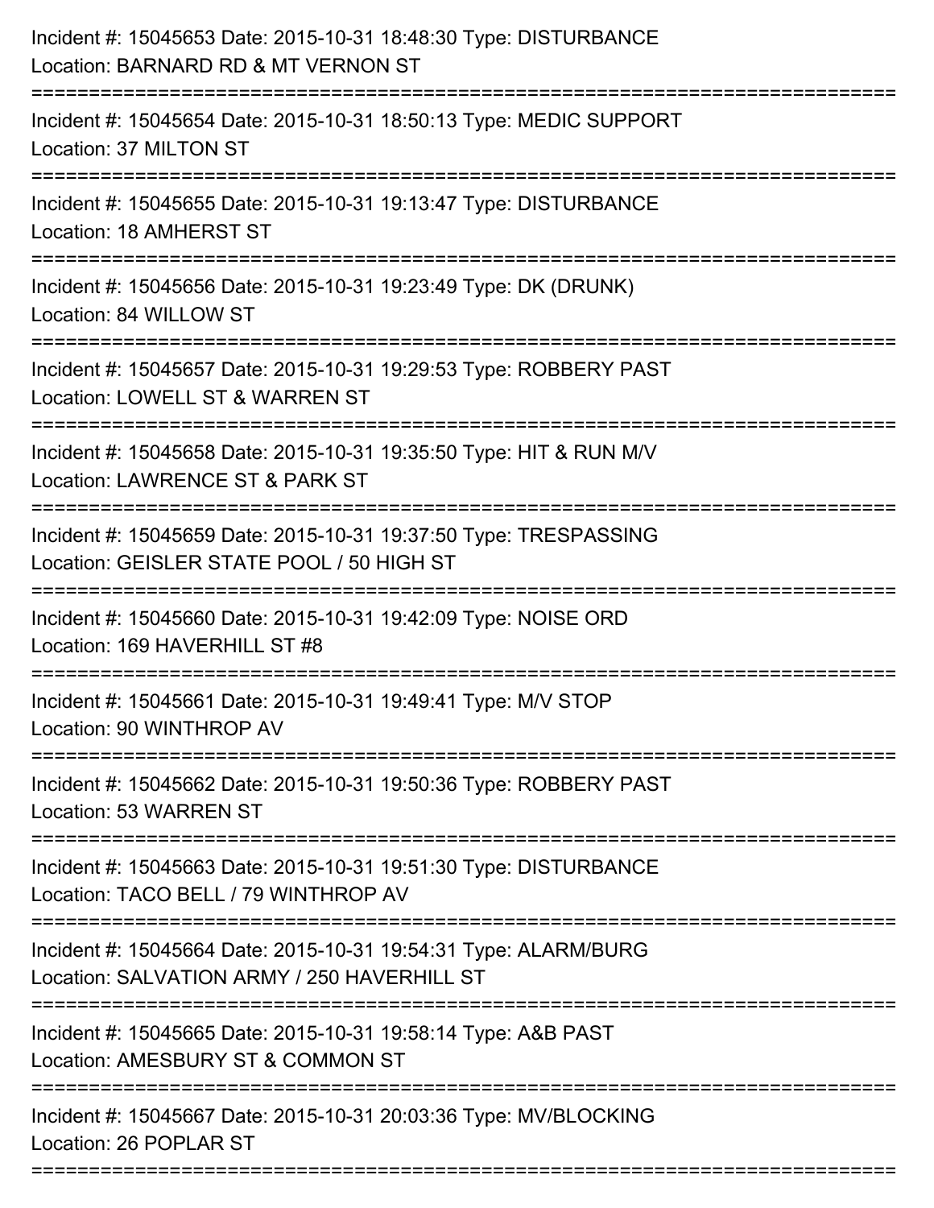Incident #: 15045653 Date: 2015-10-31 18:48:30 Type: DISTURBANCE
Location: BARNARD RD & MT VERNON ST

===========================================================================

Incident #: 15045654 Date: 2015-10-31 18:50:13 Type: MEDIC SUPPORT
Location: 37 MILTON ST

===========================================================================

Incident #: 15045655 Date: 2015-10-31 19:13:47 Type: DISTURBANCE
Location: 18 AMHERST ST

===========================================================================

Incident #: 15045656 Date: 2015-10-31 19:23:49 Type: DK (DRUNK)
Location: 84 WILLOW ST

===========================================================================

Incident #: 15045657 Date: 2015-10-31 19:29:53 Type: ROBBERY PAST
Location: LOWELL ST & WARREN ST

===========================================================================

Incident #: 15045658 Date: 2015-10-31 19:35:50 Type: HIT & RUN M/V
Location: LAWRENCE ST & PARK ST

===========================================================================

Incident #: 15045659 Date: 2015-10-31 19:37:50 Type: TRESPASSING
Location: GEISLER STATE POOL / 50 HIGH ST

===========================================================================

Incident #: 15045660 Date: 2015-10-31 19:42:09 Type: NOISE ORD
Location: 169 HAVERHILL ST #8

===========================================================================

Incident #: 15045661 Date: 2015-10-31 19:49:41 Type: M/V STOP
Location: 90 WINTHROP AV

===========================================================================

Incident #: 15045662 Date: 2015-10-31 19:50:36 Type: ROBBERY PAST
Location: 53 WARREN ST

===========================================================================

Incident #: 15045663 Date: 2015-10-31 19:51:30 Type: DISTURBANCE
Location: TACO BELL / 79 WINTHROP AV

===========================================================================

Incident #: 15045664 Date: 2015-10-31 19:54:31 Type: ALARM/BURG
Location: SALVATION ARMY / 250 HAVERHILL ST

===========================================================================

Incident #: 15045665 Date: 2015-10-31 19:58:14 Type: A&B PAST
Location: AMESBURY ST & COMMON ST

===========================================================================

Incident #: 15045667 Date: 2015-10-31 20:03:36 Type: MV/BLOCKING
Location: 26 POPLAR ST

===========================================================================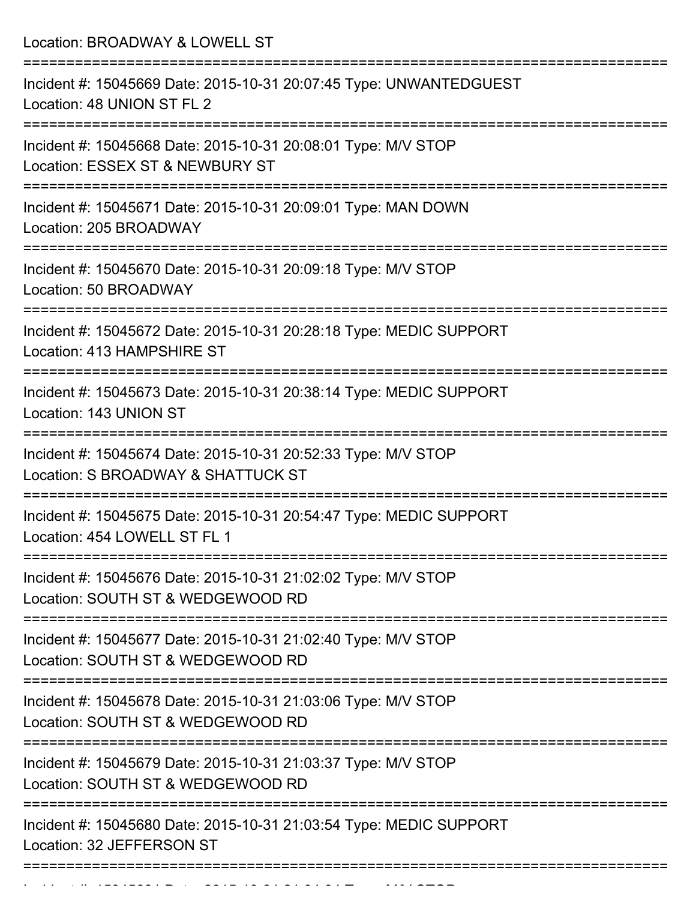Location: BROADWAY & LOWELL ST

===========================================================================

Incident #: 15045669 Date: 2015-10-31 20:07:45 Type: UNWANTEDGUEST

Location: 48 UNION ST FL 2

===========================================================================

Incident #: 15045668 Date: 2015-10-31 20:08:01 Type: M/V STOP

Location: ESSEX ST & NEWBURY ST

===========================================================================

Incident #: 15045671 Date: 2015-10-31 20:09:01 Type: MAN DOWN

Location: 205 BROADWAY

===========================================================================

Incident #: 15045670 Date: 2015-10-31 20:09:18 Type: M/V STOP

Location: 50 BROADWAY

===========================================================================

Incident #: 15045672 Date: 2015-10-31 20:28:18 Type: MEDIC SUPPORT

Location: 413 HAMPSHIRE ST

===========================================================================

Incident #: 15045673 Date: 2015-10-31 20:38:14 Type: MEDIC SUPPORT

Location: 143 UNION ST

===========================================================================

Incident #: 15045674 Date: 2015-10-31 20:52:33 Type: M/V STOP

Location: S BROADWAY & SHATTUCK ST

===========================================================================

Incident #: 15045675 Date: 2015-10-31 20:54:47 Type: MEDIC SUPPORT

Location: 454 LOWELL ST FL 1

===========================================================================

Incident #: 15045676 Date: 2015-10-31 21:02:02 Type: M/V STOP

Location: SOUTH ST & WEDGEWOOD RD

===========================================================================

Incident #: 15045677 Date: 2015-10-31 21:02:40 Type: M/V STOP

Location: SOUTH ST & WEDGEWOOD RD

===========================================================================

Incident #: 15045678 Date: 2015-10-31 21:03:06 Type: M/V STOP

Location: SOUTH ST & WEDGEWOOD RD

===========================================================================

Incident #: 15045679 Date: 2015-10-31 21:03:37 Type: M/V STOP

Location: SOUTH ST & WEDGEWOOD RD

===========================================================================

Incident #: 15045680 Date: 2015-10-31 21:03:54 Type: MEDIC SUPPORT

Location: 32 JEFFERSON ST

===========================================================================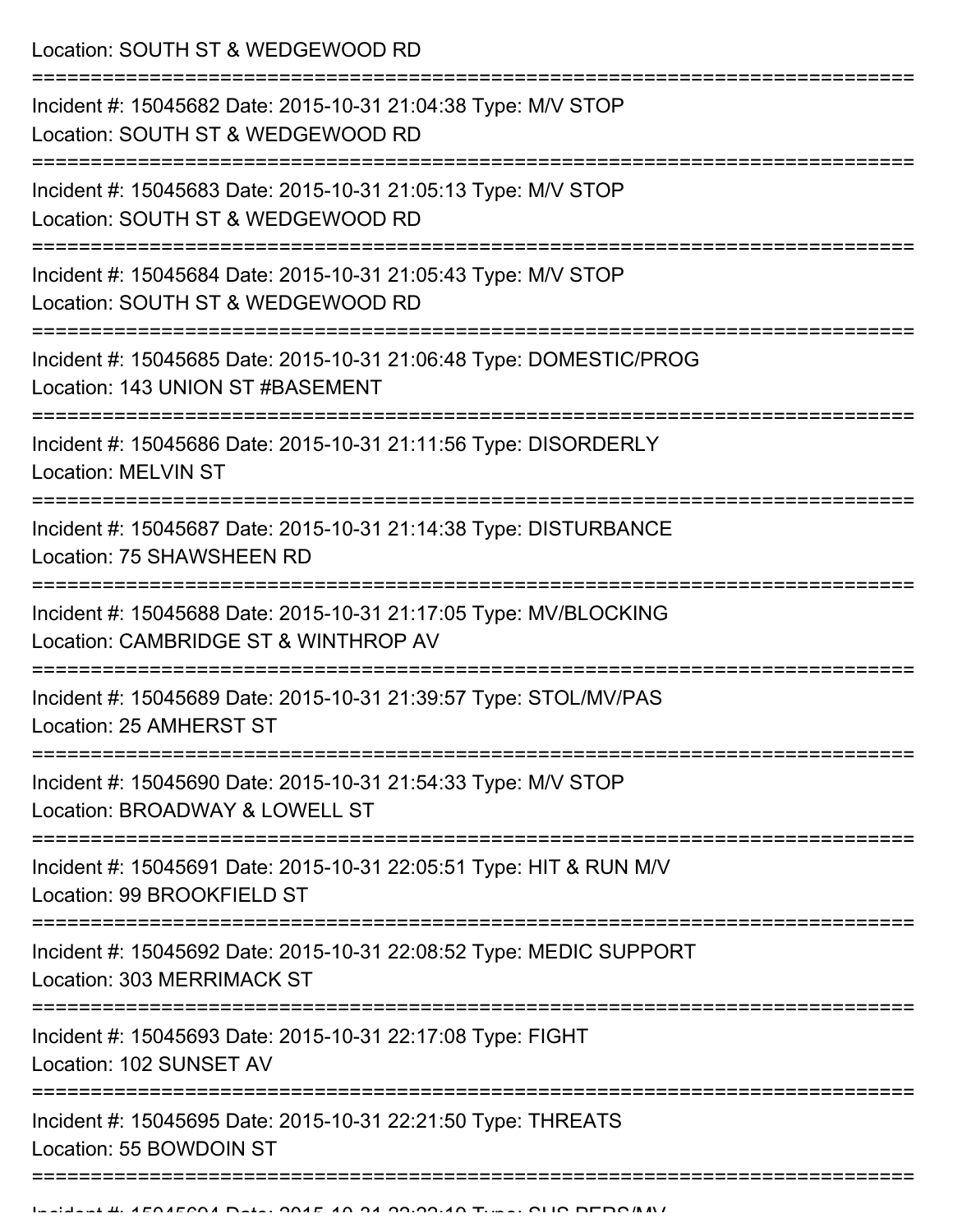Location: SOUTH ST & WEDGEWOOD RD

===========================================================================

Incident #: 15045682 Date: 2015-10-31 21:04:38 Type: M/V STOP
Location: SOUTH ST & WEDGEWOOD RD

===========================================================================

Incident #: 15045683 Date: 2015-10-31 21:05:13 Type: M/V STOP
Location: SOUTH ST & WEDGEWOOD RD

===========================================================================

Incident #: 15045684 Date: 2015-10-31 21:05:43 Type: M/V STOP
Location: SOUTH ST & WEDGEWOOD RD

===========================================================================

Incident #: 15045685 Date: 2015-10-31 21:06:48 Type: DOMESTIC/PROG
Location: 143 UNION ST #BASEMENT

===========================================================================

Incident #: 15045686 Date: 2015-10-31 21:11:56 Type: DISORDERLY
Location: MELVIN ST

===========================================================================

Incident #: 15045687 Date: 2015-10-31 21:14:38 Type: DISTURBANCE
Location: 75 SHAWSHEEN RD

===========================================================================

Incident #: 15045688 Date: 2015-10-31 21:17:05 Type: MV/BLOCKING
Location: CAMBRIDGE ST & WINTHROP AV

===========================================================================

Incident #: 15045689 Date: 2015-10-31 21:39:57 Type: STOL/MV/PAS
Location: 25 AMHERST ST

===========================================================================

Incident #: 15045690 Date: 2015-10-31 21:54:33 Type: M/V STOP
Location: BROADWAY & LOWELL ST

===========================================================================

Incident #: 15045691 Date: 2015-10-31 22:05:51 Type: HIT & RUN M/V
Location: 99 BROOKFIELD ST

===========================================================================

Incident #: 15045692 Date: 2015-10-31 22:08:52 Type: MEDIC SUPPORT
Location: 303 MERRIMACK ST

===========================================================================

Incident #: 15045693 Date: 2015-10-31 22:17:08 Type: FIGHT
Location: 102 SUNSET AV

===========================================================================

Incident #: 15045695 Date: 2015-10-31 22:21:50 Type: THREATS
Location: 55 BOWDOIN ST

===========================================================================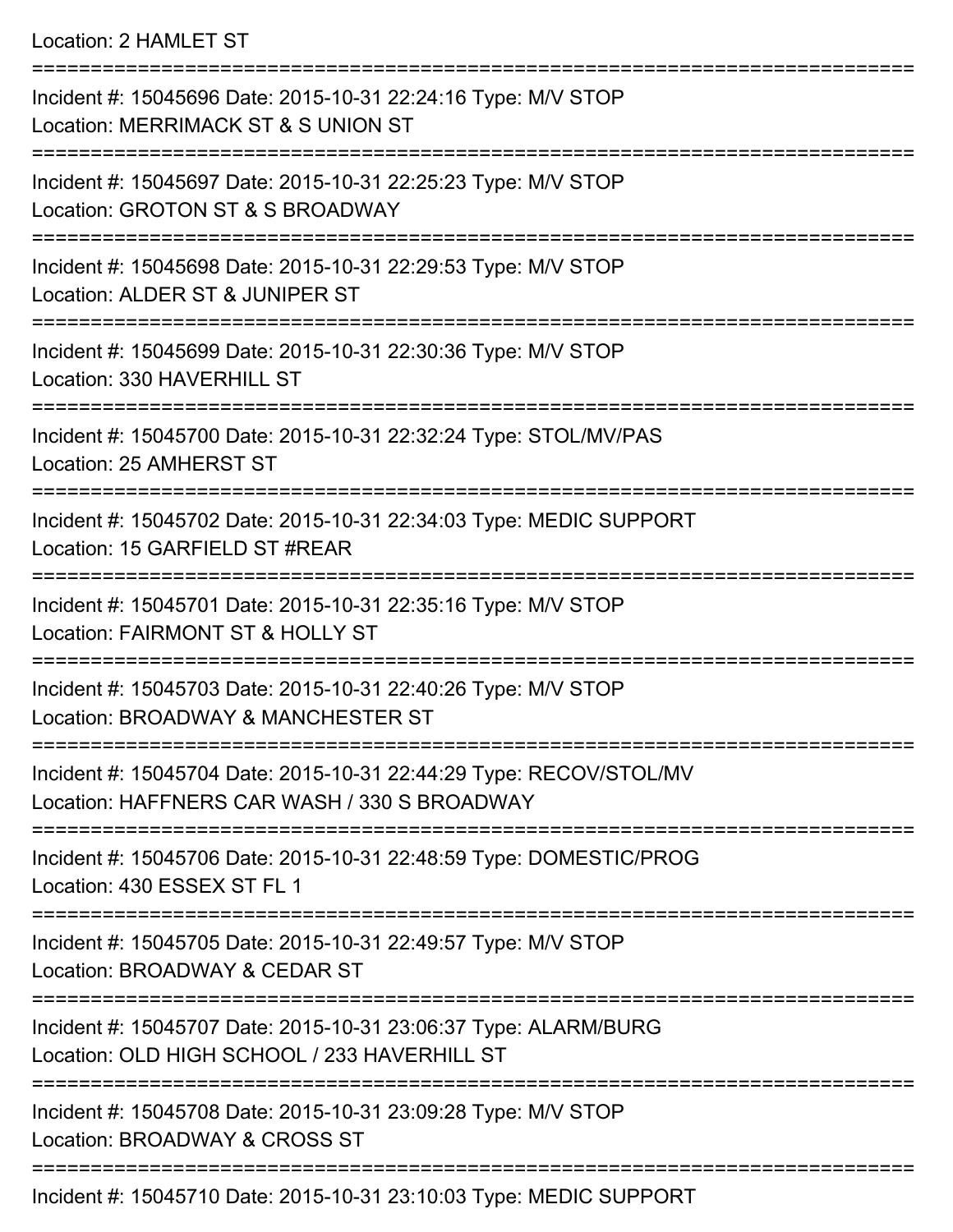Location: 2 HAMLET ST

===========================================================================

Incident #: 15045696 Date: 2015-10-31 22:24:16 Type: M/V STOP
Location: MERRIMACK ST & S UNION ST

===========================================================================

Incident #: 15045697 Date: 2015-10-31 22:25:23 Type: M/V STOP
Location: GROTON ST & S BROADWAY

===========================================================================

Incident #: 15045698 Date: 2015-10-31 22:29:53 Type: M/V STOP
Location: ALDER ST & JUNIPER ST

===========================================================================

Incident #: 15045699 Date: 2015-10-31 22:30:36 Type: M/V STOP
Location: 330 HAVERHILL ST

===========================================================================

Incident #: 15045700 Date: 2015-10-31 22:32:24 Type: STOL/MV/PAS
Location: 25 AMHERST ST

===========================================================================

Incident #: 15045702 Date: 2015-10-31 22:34:03 Type: MEDIC SUPPORT
Location: 15 GARFIELD ST #REAR

===========================================================================

Incident #: 15045701 Date: 2015-10-31 22:35:16 Type: M/V STOP
Location: FAIRMONT ST & HOLLY ST

===========================================================================

Incident #: 15045703 Date: 2015-10-31 22:40:26 Type: M/V STOP
Location: BROADWAY & MANCHESTER ST

===========================================================================

Incident #: 15045704 Date: 2015-10-31 22:44:29 Type: RECOV/STOL/MV
Location: HAFFNERS CAR WASH / 330 S BROADWAY

===========================================================================

Incident #: 15045706 Date: 2015-10-31 22:48:59 Type: DOMESTIC/PROG
Location: 430 ESSEX ST FL 1

===========================================================================

Incident #: 15045705 Date: 2015-10-31 22:49:57 Type: M/V STOP
Location: BROADWAY & CEDAR ST

===========================================================================

Incident #: 15045707 Date: 2015-10-31 23:06:37 Type: ALARM/BURG
Location: OLD HIGH SCHOOL / 233 HAVERHILL ST

===========================================================================

Incident #: 15045708 Date: 2015-10-31 23:09:28 Type: M/V STOP
Location: BROADWAY & CROSS ST

===========================================================================

Incident #: 15045710 Date: 2015-10-31 23:10:03 Type: MEDIC SUPPORT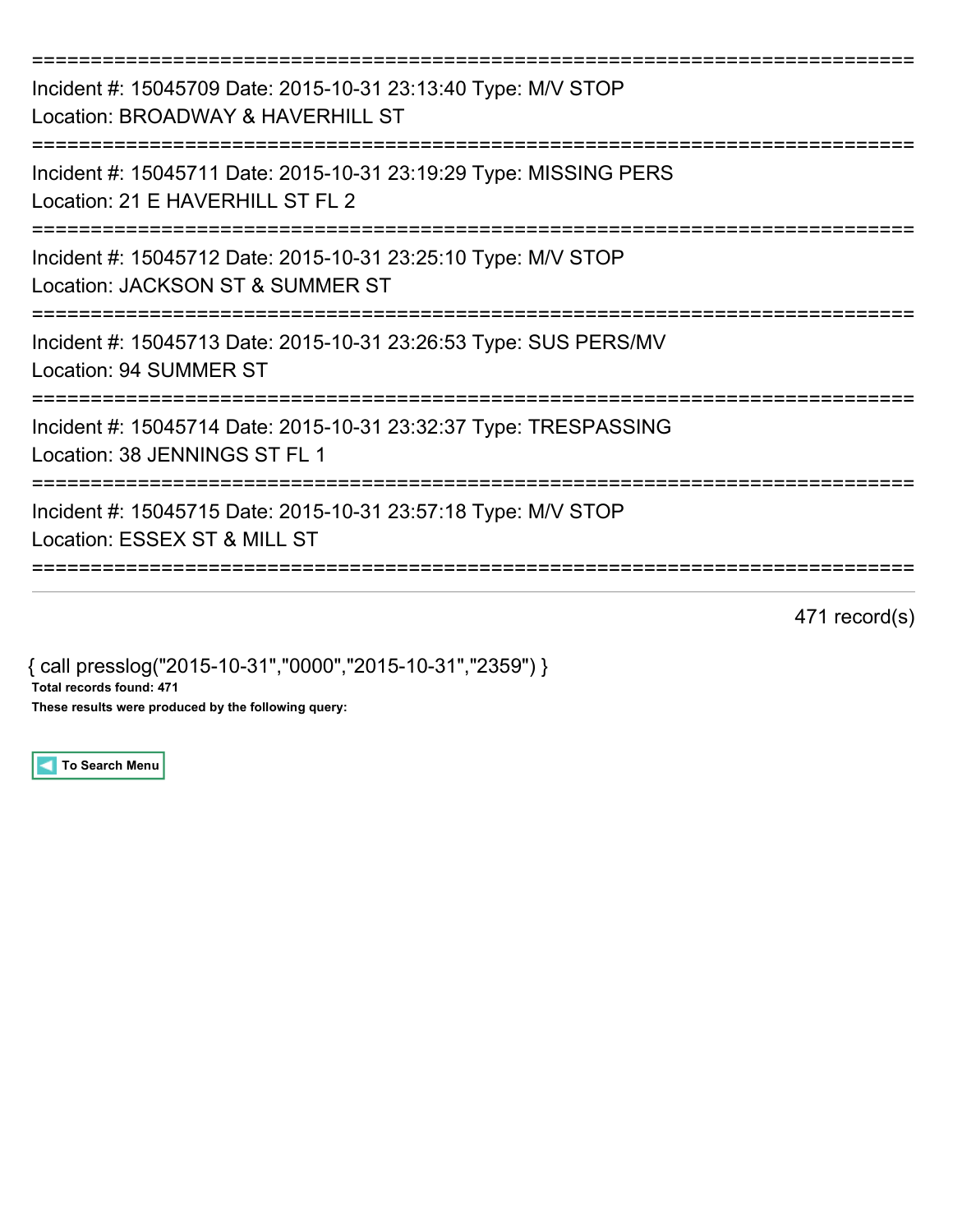===========================================================================

Incident #: 15045709 Date: 2015-10-31 23:13:40 Type: M/V STOP
Location: BROADWAY & HAVERHILL ST

===========================================================================

Incident #: 15045711 Date: 2015-10-31 23:19:29 Type: MISSING PERS
Location: 21 E HAVERHILL ST FL 2

===========================================================================

Incident #: 15045712 Date: 2015-10-31 23:25:10 Type: M/V STOP
Location: JACKSON ST & SUMMER ST

===========================================================================

Incident #: 15045713 Date: 2015-10-31 23:26:53 Type: SUS PERS/MV
Location: 94 SUMMER ST

===========================================================================

Incident #: 15045714 Date: 2015-10-31 23:32:37 Type: TRESPASSING
Location: 38 JENNINGS ST FL 1

===========================================================================

Incident #: 15045715 Date: 2015-10-31 23:57:18 Type: M/V STOP
Location: ESSEX ST & MILL ST

===========================================================================

471 record(s)

{ call presslog("2015-10-31","0000","2015-10-31","2359") }

**Total records found: 471**

**These results were produced by the following query:**

To Search Menu